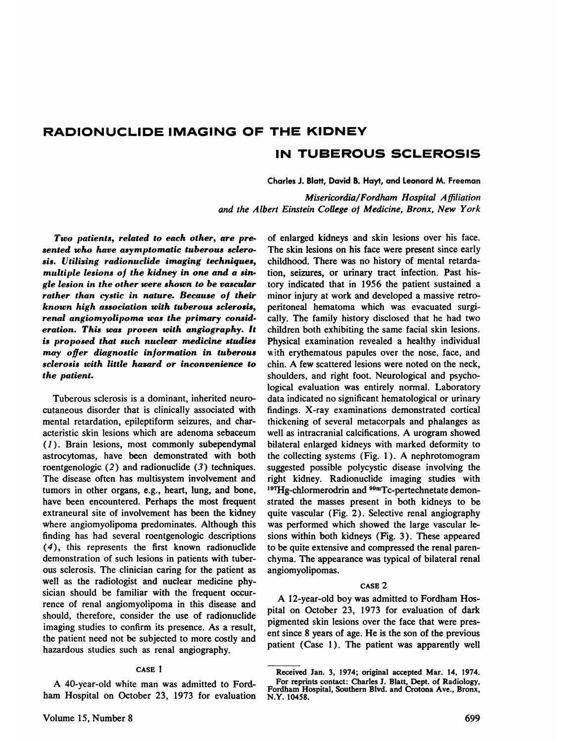# RADIONUCLIDE IMAGING OF THE KIDNEY IN TUBEROUS SCLEROSIS

Charles J. Blatt, David B. Hayt, and Leonard M. Freeman

*Misericordia/Fordham Hospital Affiliation and the Albert Einstein College of Medicine, Bronx, New York*

***Two patients, related to each other, are presented who have asymptomatic tuberous sclerosis. Utilizing radionuclide imaging techniques, multiple lesions of the kidney in one and a single lesion in the other were shown to be vascular rather than cystic in nature. Because of their known high association with tuberous sclerosis, renal angiomyolipoma was the primary consideration. This was proven with angiography. It is proposed that such nuclear medicine studies may offer diagnostic information in tuberous sclerosis with little hazard or inconvenience to the patient.***

Tuberous sclerosis is a dominant, inherited neurocutaneous disorder that is clinically associated with mental retardation, epileptiform seizures, and characteristic skin lesions which are adenoma sebaceum (*1*). Brain lesions, most commonly subependymal astrocytomas, have been demonstrated with both roentgenologic (*2*) and radionuclide (*3*) techniques. The disease often has multisystem involvement and tumors in other organs, e.g., heart, lung, and bone, have been encountered. Perhaps the most frequent extraneural site of involvement has been the kidney where angiomyolipoma predominates. Although this finding has had several roentgenologic descriptions (*4*), this represents the first known radionuclide demonstration of such lesions in patients with tuberous sclerosis. The clinician caring for the patient as well as the radiologist and nuclear medicine physician should be familiar with the frequent occurrence of renal angiomyolipoma in this disease and should, therefore, consider the use of radionuclide imaging studies to confirm its presence. As a result, the patient need not be subjected to more costly and hazardous studies such as renal angiography.

## CASE 1

A 40-year-old white man was admitted to Fordham Hospital on October 23, 1973 for evaluation of enlarged kidneys and skin lesions over his face. The skin lesions on his face were present since early childhood. There was no history of mental retardation, seizures, or urinary tract infection. Past history indicated that in 1956 the patient sustained a minor injury at work and developed a massive retroperitoneal hematoma which was evacuated surgically. The family history disclosed that he had two children both exhibiting the same facial skin lesions. Physical examination revealed a healthy individual with erythematous papules over the nose, face, and chin. A few scattered lesions were noted on the neck, shoulders, and right foot. Neurological and psychological evaluation was entirely normal. Laboratory data indicated no significant hematological or urinary findings. X-ray examinations demonstrated cortical thickening of several metacorpals and phalanges as well as intracranial calcifications. A urogram showed bilateral enlarged kidneys with marked deformity to the collecting systems (Fig. 1). A nephrotomogram suggested possible polycystic disease involving the right kidney. Radionuclide imaging studies with $^{197}$Hg-chlormerodrin and $^{99m}$Tc-pertechnetate demonstrated the masses present in both kidneys to be quite vascular (Fig. 2). Selective renal angiography was performed which showed the large vascular lesions within both kidneys (Fig. 3). These appeared to be quite extensive and compressed the renal parenchyma. The appearance was typical of bilateral renal angiomyolipomas.

## CASE 2

A 12-year-old boy was admitted to Fordham Hospital on October 23, 1973 for evaluation of dark pigmented skin lesions over the face that were present since 8 years of age. He is the son of the previous patient (Case 1). The patient was apparently well

---

Received Jan. 3, 1974; original accepted Mar. 14, 1974.

For reprints contact: Charles J. Blatt, Dept. of Radiology, Fordham Hospital, Southern Blvd. and Crotona Ave., Bronx, N.Y. 10458.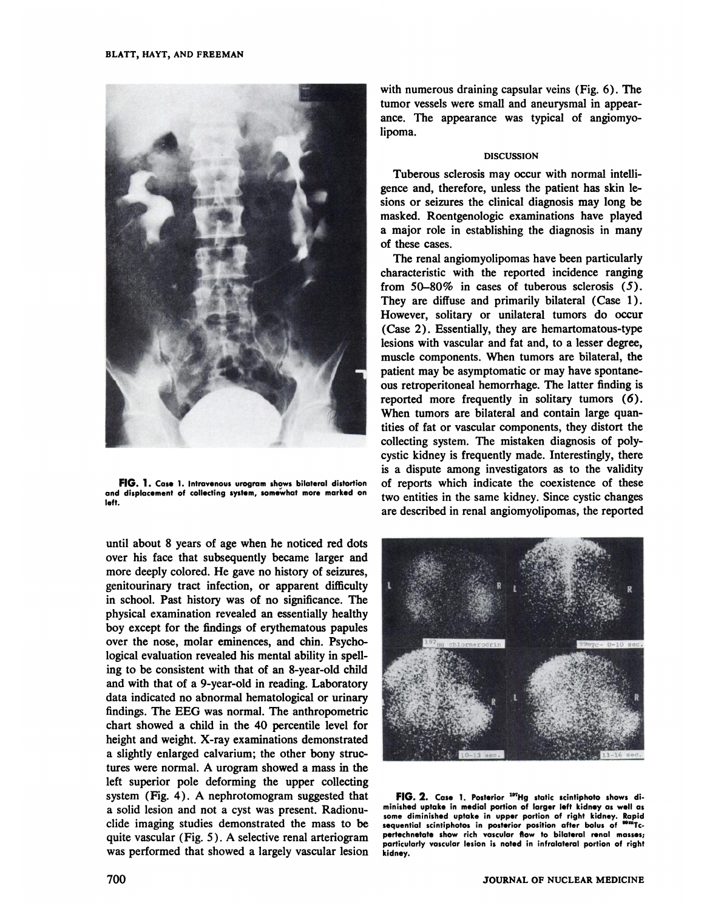FIG. 1. Case 1. Intravenous urogram shows bilateral distortion and displacement of collecting system, somewhat more marked on left.

until about 8 years of age when he noticed red dots over his face that subsequently became larger and more deeply colored. He gave no history of seizures, genitourinary tract infection, or apparent difficulty in school. Past history was of no significance. The physical examination revealed an essentially healthy boy except for the findings of erythematous papules over the nose, molar eminences, and chin. Psychological evaluation revealed his mental ability in spelling to be consistent with that of an 8-year-old child and with that of a 9-year-old in reading. Laboratory data indicated no abnormal hematological or urinary findings. The EEG was normal. The anthropometric chart showed a child in the 40 percentile level for height and weight. X-ray examinations demonstrated a slightly enlarged calvarium; the other bony structures were normal. A urogram showed a mass in the left superior pole deforming the upper collecting system (Fig. 4). A nephrotomogram suggested that a solid lesion and not a cyst was present. Radionuclide imaging studies demonstrated the mass to be quite vascular (Fig. 5). A selective renal arteriogram was performed that showed a largely vascular lesion with numerous draining capsular veins (Fig. 6). The tumor vessels were small and aneurysmal in appearance. The appearance was typical of angiomyolipoma.

## DISCUSSION

Tuberous sclerosis may occur with normal intelligence and, therefore, unless the patient has skin lesions or seizures the clinical diagnosis may long be masked. Roentgenologic examinations have played a major role in establishing the diagnosis in many of these cases.

The renal angiomyolipomas have been particularly characteristic with the reported incidence ranging from 50–80% in cases of tuberous sclerosis (*5*). They are diffuse and primarily bilateral (Case 1). However, solitary or unilateral tumors do occur (Case 2). Essentially, they are hemartomatous-type lesions with vascular and fat and, to a lesser degree, muscle components. When tumors are bilateral, the patient may be asymptomatic or may have spontaneous retroperitoneal hemorrhage. The latter finding is reported more frequently in solitary tumors (*6*). When tumors are bilateral and contain large quantities of fat or vascular components, they distort the collecting system. The mistaken diagnosis of polycystic kidney is frequently made. Interestingly, there is a dispute among investigators as to the validity of reports which indicate the coexistence of these two entities in the same kidney. Since cystic changes are described in renal angiomyolipomas, the reported

FIG. 2. Case 1. Posterior $^{197}$Hg static scintiphoto shows diminished uptake in medial portion of larger left kidney as well as some diminished uptake in upper portion of right kidney. Rapid sequential scintiphotos in posterior position after bolus of $^{99m}$Tc-pertechnetate show rich vascular flow to bilateral renal masses; particularly vascular lesion is noted in infralateral portion of right kidney.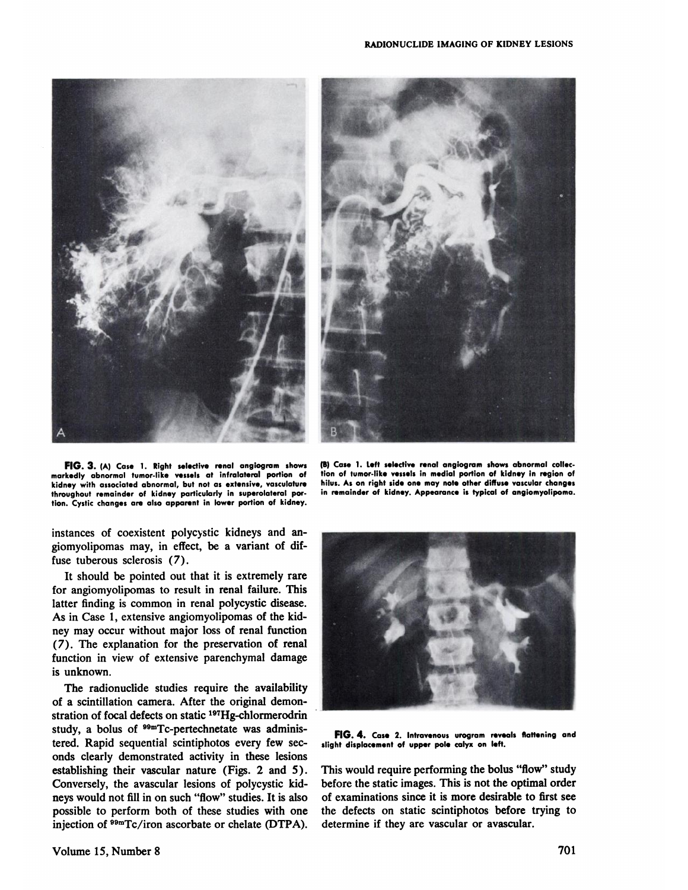**FIG. 3.** (A) Case 1. Right selective renal angiogram shows markedly abnormal tumor-like vessels at infralateral portion of kidney with associated abnormal, but not as extensive, vasculature throughout remainder of kidney particularly in superolateral portion. Cystic changes are also apparent in lower portion of kidney.

(B) Case 1. Left selective renal angiogram shows abnormal collection of tumor-like vessels in medial portion of kidney in region of hilus. As on right side one may note other diffuse vascular changes in remainder of kidney. Appearance is typical of angiomyolipoma.

instances of coexistent polycystic kidneys and angiomyolipomas may, in effect, be a variant of diffuse tuberous sclerosis (7).

It should be pointed out that it is extremely rare for angiomyolipomas to result in renal failure. This latter finding is common in renal polycystic disease. As in Case 1, extensive angiomyolipomas of the kidney may occur without major loss of renal function (7). The explanation for the preservation of renal function in view of extensive parenchymal damage is unknown.

The radionuclide studies require the availability of a scintillation camera. After the original demonstration of focal defects on static $^{197}$Hg-chlormerodrin study, a bolus of $^{99m}$Tc-pertechnetate was administered. Rapid sequential scintiphotos every few seconds clearly demonstrated activity in these lesions establishing their vascular nature (Figs. 2 and 5). Conversely, the avascular lesions of polycystic kidneys would not fill in on such "flow" studies. It is also possible to perform both of these studies with one injection of $^{99m}$Tc/iron ascorbate or chelate (DTPA). This would require performing the bolus "flow" study before the static images. This is not the optimal order of examinations since it is more desirable to first see the defects on static scintiphotos before trying to determine if they are vascular or avascular.

**FIG. 4.** Case 2. Intravenous urogram reveals flattening and slight displacement of upper pole calyx on left.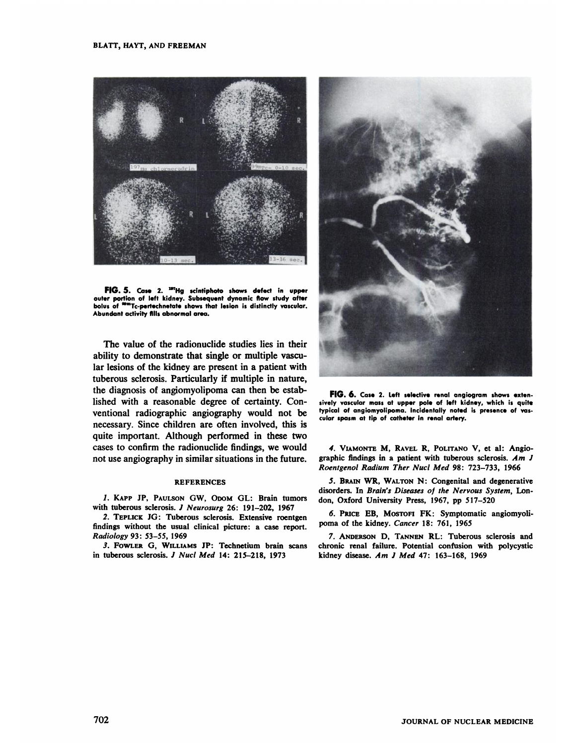FIG. 5. Case 2. $^{197}$Hg scintiphoto shows defect in upper outer portion of left kidney. Subsequent dynamic flow study after bolus of $^{99m}$Tc-pertechnetate shows that lesion is distinctly vascular. Abundant activity fills abnormal area.

The value of the radionuclide studies lies in their ability to demonstrate that single or multiple vascular lesions of the kidney are present in a patient with tuberous sclerosis. Particularly if multiple in nature, the diagnosis of angiomyolipoma can then be established with a reasonable degree of certainty. Conventional radiographic angiography would not be necessary. Since children are often involved, this is quite important. Although performed in these two cases to confirm the radionuclide findings, we would not use angiography in similar situations in the future.

FIG. 6. Case 2. Left selective renal angiogram shows extensively vascular mass at upper pole of left kidney, which is quite typical of angiomyolipoma. Incidentally noted is presence of vascular spasm at tip of catheter in renal artery.

## REFERENCES

1. KAPP JP, PAULSON GW, ODOM GL: Brain tumors with tuberous sclerosis. *J Neurosurg* 26: 191–202, 1967

2. TEPLICK JG: Tuberous sclerosis. Extensive roentgen findings without the usual clinical picture: a case report. *Radiology* 93: 53–55, 1969

3. FOWLER G, WILLIAMS JP: Technetium brain scans in tuberous sclerosis. *J Nucl Med* 14: 215–218, 1973

4. VIAMONTE M, RAVEL R, POLITANO V, et al: Angiographic findings in a patient with tuberous sclerosis. *Am J Roentgenol Radium Ther Nucl Med* 98: 723–733, 1966

5. BRAIN WR, WALTON N: Congenital and degenerative disorders. In *Brain's Diseases of the Nervous System*, London, Oxford University Press, 1967, pp 517–520

6. PRICE EB, MOSTOFI FK: Symptomatic angiomyolipoma of the kidney. *Cancer* 18: 761, 1965

7. ANDERSON D, TANNEN RL: Tuberous sclerosis and chronic renal failure. Potential confusion with polycystic kidney disease. *Am J Med* 47: 163–168, 1969